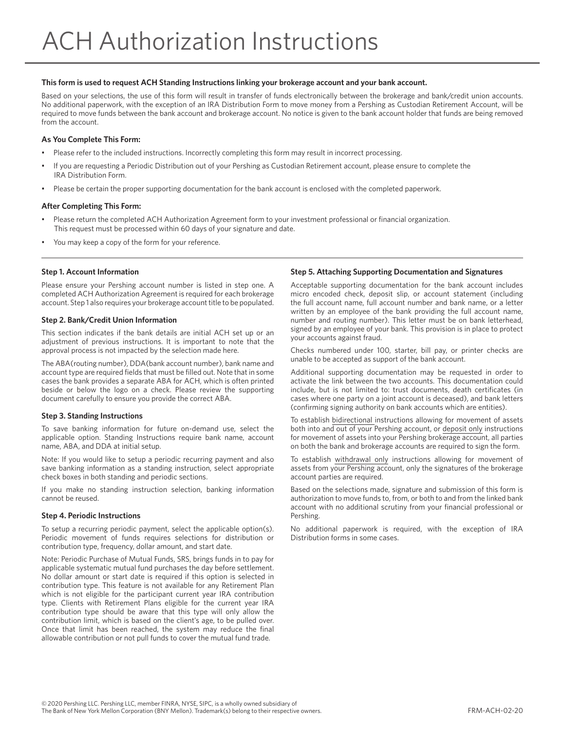# ACH Authorization Instructions

**This form is used to request ACH Standing Instructions linking your brokerage account and your bank account.**

Based on your selections, the use of this form will result in transfer of funds electronically between the brokerage and bank/credit union accounts. No additional paperwork, with the exception of an IRA Distribution Form to move money from a Pershing as Custodian Retirement Account, will be required to move funds between the bank account and brokerage account. No notice is given to the bank account holder that funds are being removed from the account.

### As You Complete This Form:

- Please refer to the included instructions. Incorrectly completing this form may result in incorrect processing.
- If you are requesting a Periodic Distribution out of your Pershing as Custodian Retirement account, please ensure to complete the IRA Distribution Form.
- Please be certain the proper supporting documentation for the bank account is enclosed with the completed paperwork.

### After Completing This Form:

- Please return the completed ACH Authorization Agreement form to your investment professional or financial organization. This request must be processed within 60 days of your signature and date.
- You may keep a copy of the form for your reference.

### Step 1. Account Information

Please ensure your Pershing account number is listed in step one. A completed ACH Authorization Agreement is required for each brokerage account. Step 1 also requires your brokerage account title to be populated.

### Step 2. Bank/Credit Union Information

This section indicates if the bank details are initial ACH set up or an adjustment of previous instructions. It is important to note that the approval process is not impacted by the selection made here.

The ABA(routing number), DDA(bank account number), bank name and account type are required fields that must be filled out. Note that in some cases the bank provides a separate ABA for ACH, which is often printed beside or below the logo on a check. Please review the supporting document carefully to ensure you provide the correct ABA.

### Step 3. Standing Instructions

To save banking information for future on-demand use, select the applicable option. Standing Instructions require bank name, account name, ABA, and DDA at initial setup.

Note: If you would like to setup a periodic recurring payment and also save banking information as a standing instruction, select appropriate check boxes in both standing and periodic sections.

If you make no standing instruction selection, banking information cannot be reused.

### Step 4. Periodic Instructions

To setup a recurring periodic payment, select the applicable option(s). Periodic movement of funds requires selections for distribution or contribution type, frequency, dollar amount, and start date.

Note: Periodic Purchase of Mutual Funds, SRS, brings funds in to pay for applicable systematic mutual fund purchases the day before settlement. No dollar amount or start date is required if this option is selected in contribution type. This feature is not available for any Retirement Plan which is not eligible for the participant current year IRA contribution type. Clients with Retirement Plans eligible for the current year IRA contribution type should be aware that this type will only allow the contribution limit, which is based on the client's age, to be pulled over. Once that limit has been reached, the system may reduce the final allowable contribution or not pull funds to cover the mutual fund trade.

### Step 5. Attaching Supporting Documentation and Signatures

Acceptable supporting documentation for the bank account includes micro encoded check, deposit slip, or account statement (including the full account name, full account number and bank name, or a letter written by an employee of the bank providing the full account name, number and routing number). This letter must be on bank letterhead, signed by an employee of your bank. This provision is in place to protect your accounts against fraud.

Checks numbered under 100, starter, bill pay, or printer checks are unable to be accepted as support of the bank account.

Additional supporting documentation may be requested in order to activate the link between the two accounts. This documentation could include, but is not limited to: trust documents, death certificates (in cases where one party on a joint account is deceased), and bank letters (confirming signing authority on bank accounts which are entities).

To establish bidirectional instructions allowing for movement of assets both into and out of your Pershing account, or deposit only instructions for movement of assets into your Pershing brokerage account, all parties on both the bank and brokerage accounts are required to sign the form.

To establish withdrawal only instructions allowing for movement of assets from your Pershing account, only the signatures of the brokerage account parties are required.

Based on the selections made, signature and submission of this form is authorization to move funds to, from, or both to and from the linked bank account with no additional scrutiny from your financial professional or Pershing.

No additional paperwork is required, with the exception of IRA Distribution forms in some cases.

© 2020 Pershing LLC. Pershing LLC, member FINRA, NYSE, SIPC, is a wholly owned subsidiary of The Bank of New York Mellon Corporation (BNY Mellon). Trademark(s) belong to their respective owners.

FRM-ACH-02-20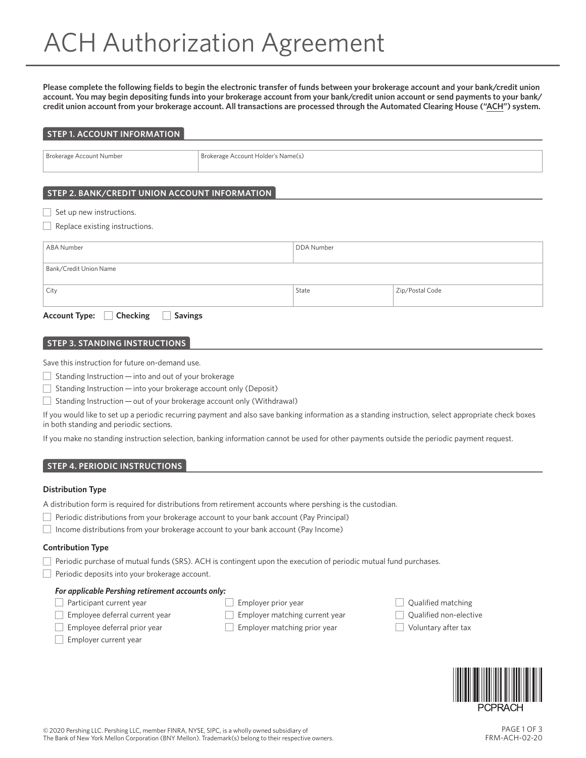# ACH Authorization Agreement

**Please complete the following fields to begin the electronic transfer of funds between your brokerage account and your bank/credit union account. You may begin depositing funds into your brokerage account from your bank/credit union account or send payments to your bank/credit union account from your brokerage account. All transactions are processed through the Automated Clearing House ("ACH") system.**

## STEP 1. ACCOUNT INFORMATION

| Brokerage Account Number | Brokerage Account Holder's Name(s) |
|---|---|
| | |

## STEP 2. BANK/CREDIT UNION ACCOUNT INFORMATION

☐ Set up new instructions.

☐ Replace existing instructions.

| ABA Number | DDA Number | |
|---|---|---|
| Bank/Credit Union Name | | |
| City | State | Zip/Postal Code |

**Account Type:** ☐ **Checking** ☐ **Savings**

## STEP 3. STANDING INSTRUCTIONS

Save this instruction for future on-demand use.

☐ Standing Instruction — into and out of your brokerage

☐ Standing Instruction — into your brokerage account only (Deposit)

☐ Standing Instruction — out of your brokerage account only (Withdrawal)

If you would like to set up a periodic recurring payment and also save banking information as a standing instruction, select appropriate check boxes in both standing and periodic sections.

If you make no standing instruction selection, banking information cannot be used for other payments outside the periodic payment request.

## STEP 4. PERIODIC INSTRUCTIONS

### Distribution Type

A distribution form is required for distributions from retirement accounts where pershing is the custodian.

☐ Periodic distributions from your brokerage account to your bank account (Pay Principal)

☐ Income distributions from your brokerage account to your bank account (Pay Income)

### Contribution Type

☐ Periodic purchase of mutual funds (SRS). ACH is contingent upon the execution of periodic mutual fund purchases.

☐ Periodic deposits into your brokerage account.

***For applicable Pershing retirement accounts only:***

☐ Participant current year

☐ Employee deferral current year

☐ Employee deferral prior year

☐ Employer current year

☐ Employer prior year

☐ Employer matching current year

☐ Employer matching prior year

☐ Qualified matching

☐ Qualified non-elective

☐ Voluntary after tax

PCPRACH

© 2020 Pershing LLC. Pershing LLC, member FINRA, NYSE, SIPC, is a wholly owned subsidiary of The Bank of New York Mellon Corporation (BNY Mellon). Trademark(s) belong to their respective owners.

FRM-ACH-02-20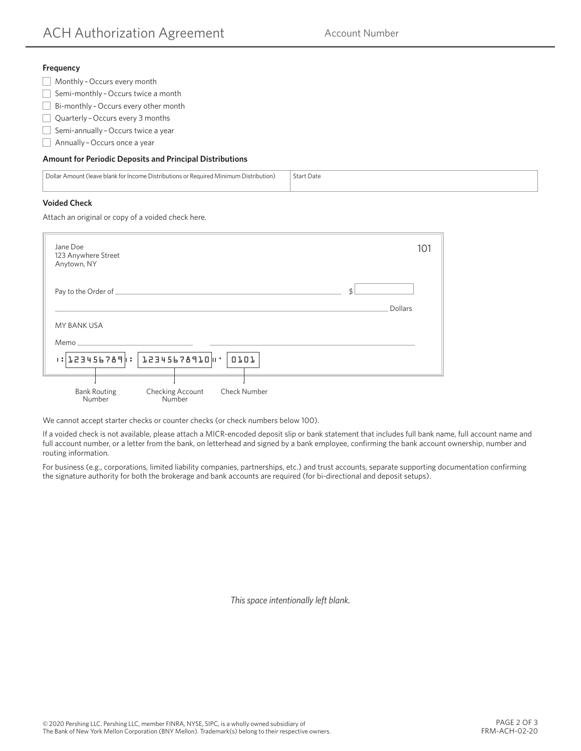# ACH Authorization Agreement

Account Number

**Frequency**

- ☐ Monthly – Occurs every month
- ☐ Semi-monthly – Occurs twice a month
- ☐ Bi-monthly – Occurs every other month
- ☐ Quarterly – Occurs every 3 months
- ☐ Semi-annually – Occurs twice a year
- ☐ Annually – Occurs once a year

**Amount for Periodic Deposits and Principal Distributions**

| Dollar Amount (leave blank for Income Distributions or Required Minimum Distribution) | Start Date |
|---|---|
| | |

**Voided Check**

Attach an original or copy of a voided check here.

Jane Doe
123 Anywhere Street
Anytown, NY

101

Pay to the Order of ____________________ $ ______

____________________ Dollars

MY BANK USA

Memo ______

⑆123456789⑆ 12345678910⑈ 0101

Bank Routing Number | Checking Account Number | Check Number

We cannot accept starter checks or counter checks (or check numbers below 100).

If a voided check is not available, please attach a MICR-encoded deposit slip or bank statement that includes full bank name, full account name and full account number, or a letter from the bank, on letterhead and signed by a bank employee, confirming the bank account ownership, number and routing information.

For business (e.g., corporations, limited liability companies, partnerships, etc.) and trust accounts, separate supporting documentation confirming the signature authority for both the brokerage and bank accounts are required (for bi-directional and deposit setups).

*This space intentionally left blank.*

© 2020 Pershing LLC. Pershing LLC, member FINRA, NYSE, SIPC, is a wholly owned subsidiary of The Bank of New York Mellon Corporation (BNY Mellon). Trademark(s) belong to their respective owners.

FRM-ACH-02-20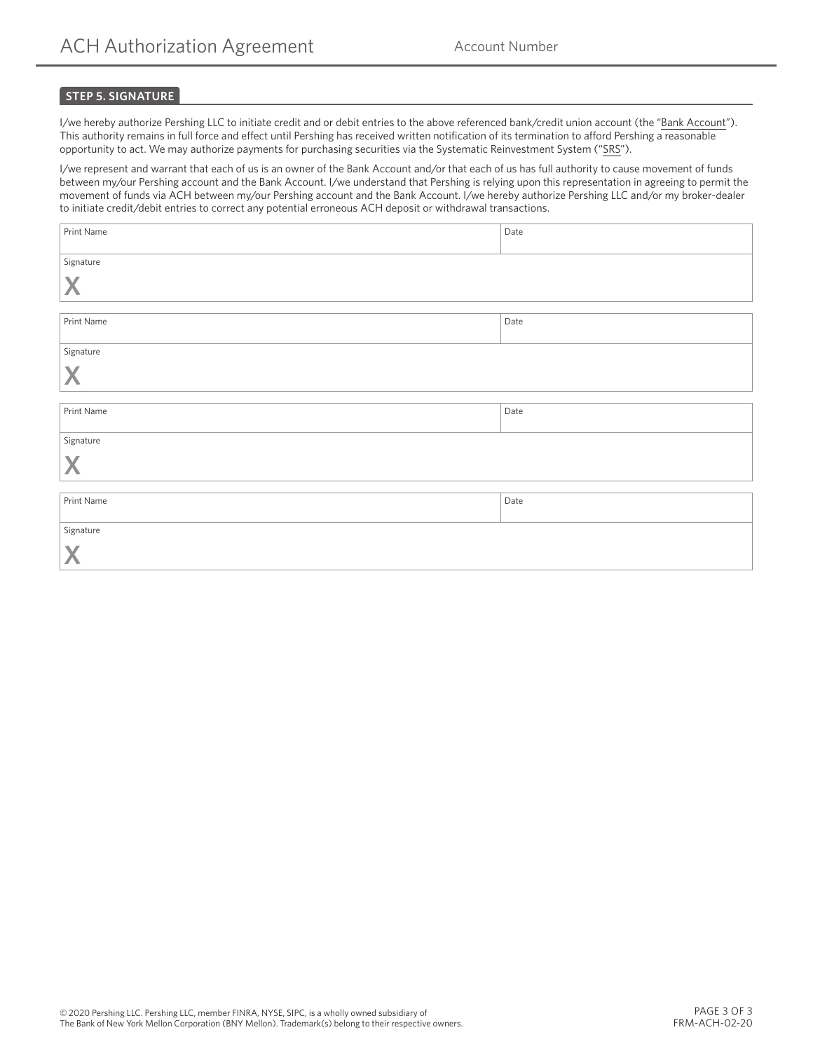# ACH Authorization Agreement

Account Number

## STEP 5. SIGNATURE

I/we hereby authorize Pershing LLC to initiate credit and or debit entries to the above referenced bank/credit union account (the "Bank Account"). This authority remains in full force and effect until Pershing has received written notification of its termination to afford Pershing a reasonable opportunity to act. We may authorize payments for purchasing securities via the Systematic Reinvestment System ("SRS").

I/we represent and warrant that each of us is an owner of the Bank Account and/or that each of us has full authority to cause movement of funds between my/our Pershing account and the Bank Account. I/we understand that Pershing is relying upon this representation in agreeing to permit the movement of funds via ACH between my/our Pershing account and the Bank Account. I/we hereby authorize Pershing LLC and/or my broker-dealer to initiate credit/debit entries to correct any potential erroneous ACH deposit or withdrawal transactions.

| Print Name | Date |
|---|---|
| Signature<br>X | |

| Print Name | Date |
|---|---|
| Signature<br>X | |

| Print Name | Date |
|---|---|
| Signature<br>X | |

| Print Name | Date |
|---|---|
| Signature<br>X | |

© 2020 Pershing LLC. Pershing LLC, member FINRA, NYSE, SIPC, is a wholly owned subsidiary of The Bank of New York Mellon Corporation (BNY Mellon). Trademark(s) belong to their respective owners.

FRM-ACH-02-20